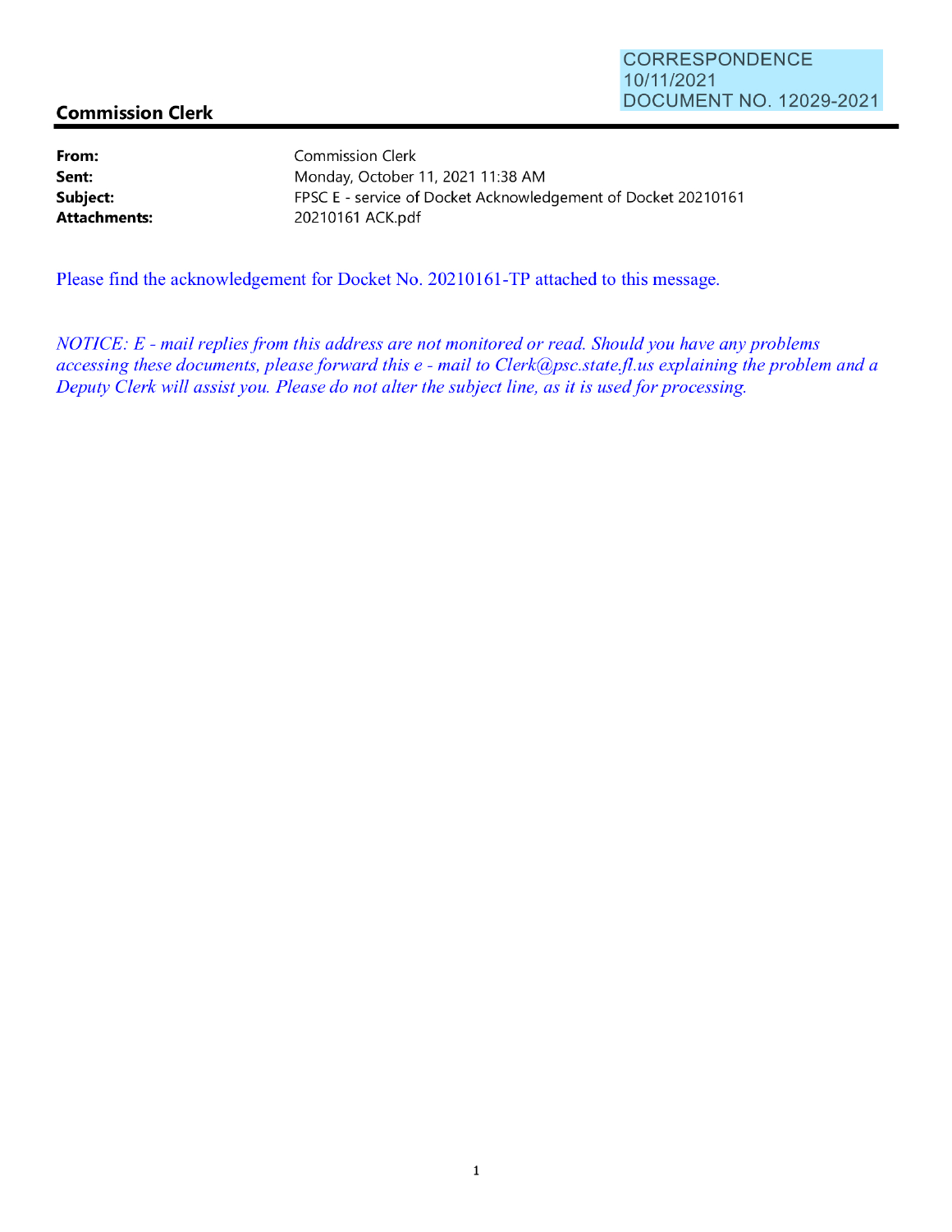CORRESPONDENCE
10/11/2021
DOCUMENT NO. 12029-2021

## Commission Clerk

| | |
|---|---|
| **From:** | Commission Clerk |
| **Sent:** | Monday, October 11, 2021 11:38 AM |
| **Subject:** | FPSC E - service of Docket Acknowledgement of Docket 20210161 |
| **Attachments:** | 20210161 ACK.pdf |

Please find the acknowledgement for Docket No. 20210161-TP attached to this message.

*NOTICE: E - mail replies from this address are not monitored or read. Should you have any problems accessing these documents, please forward this e - mail to Clerk@psc.state.fl.us explaining the problem and a Deputy Clerk will assist you. Please do not alter the subject line, as it is used for processing.*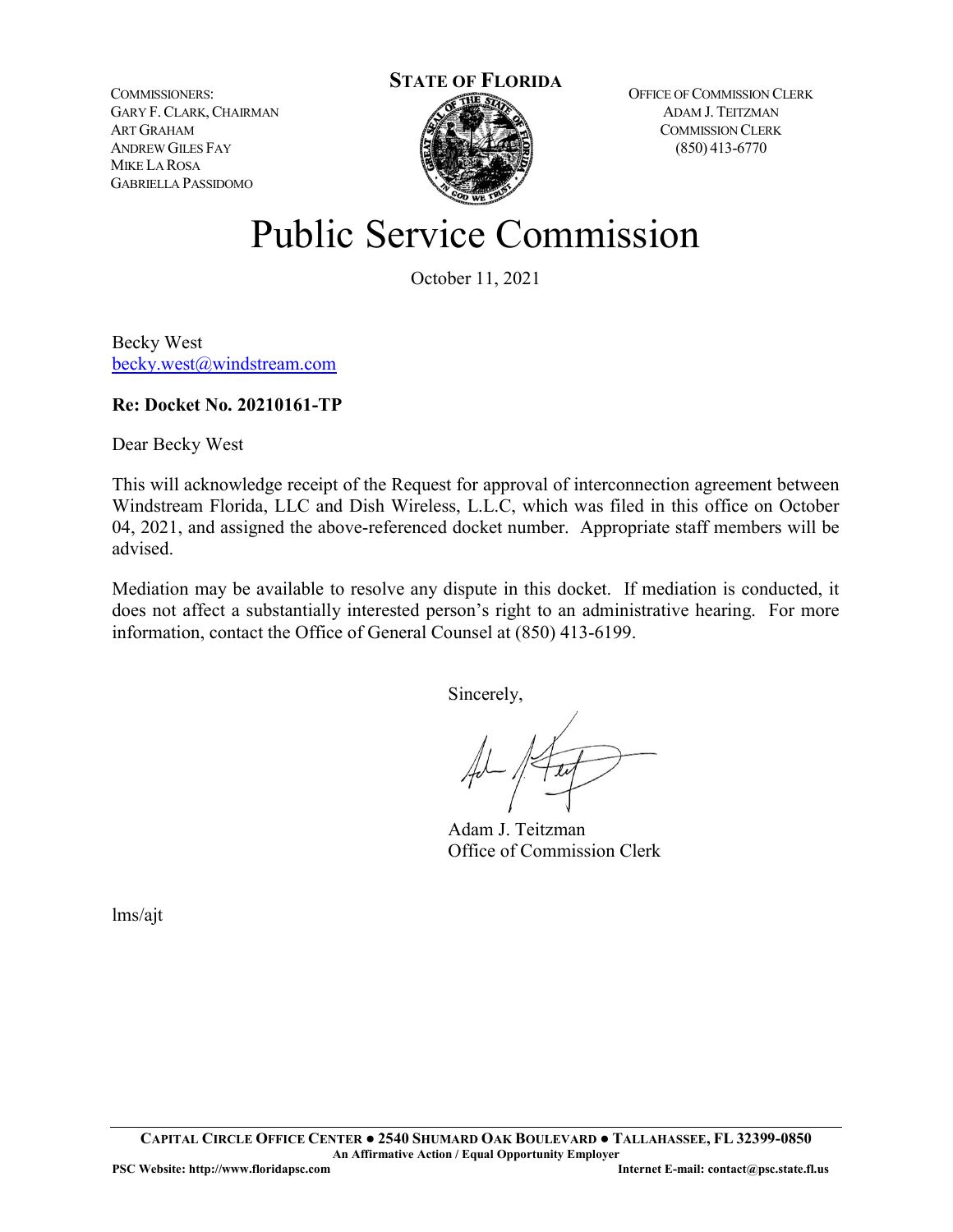COMMISSIONERS:
GARY F. CLARK, CHAIRMAN
ART GRAHAM
ANDREW GILES FAY
MIKE LA ROSA
GABRIELLA PASSIDOMO

**STATE OF FLORIDA**

OFFICE OF COMMISSION CLERK
ADAM J. TEITZMAN
COMMISSION CLERK
(850) 413-6770

# Public Service Commission

October 11, 2021

Becky West
becky.west@windstream.com

**Re: Docket No. 20210161-TP**

Dear Becky West

This will acknowledge receipt of the Request for approval of interconnection agreement between Windstream Florida, LLC and Dish Wireless, L.L.C, which was filed in this office on October 04, 2021, and assigned the above-referenced docket number. Appropriate staff members will be advised.

Mediation may be available to resolve any dispute in this docket. If mediation is conducted, it does not affect a substantially interested person's right to an administrative hearing. For more information, contact the Office of General Counsel at (850) 413-6199.

Sincerely,

Adam J. Teitzman
Office of Commission Clerk

lms/ajt

**CAPITAL CIRCLE OFFICE CENTER ● 2540 SHUMARD OAK BOULEVARD ● TALLAHASSEE, FL 32399-0850**
**An Affirmative Action / Equal Opportunity Employer**
**PSC Website: http://www.floridapsc.com** **Internet E-mail: contact@psc.state.fl.us**